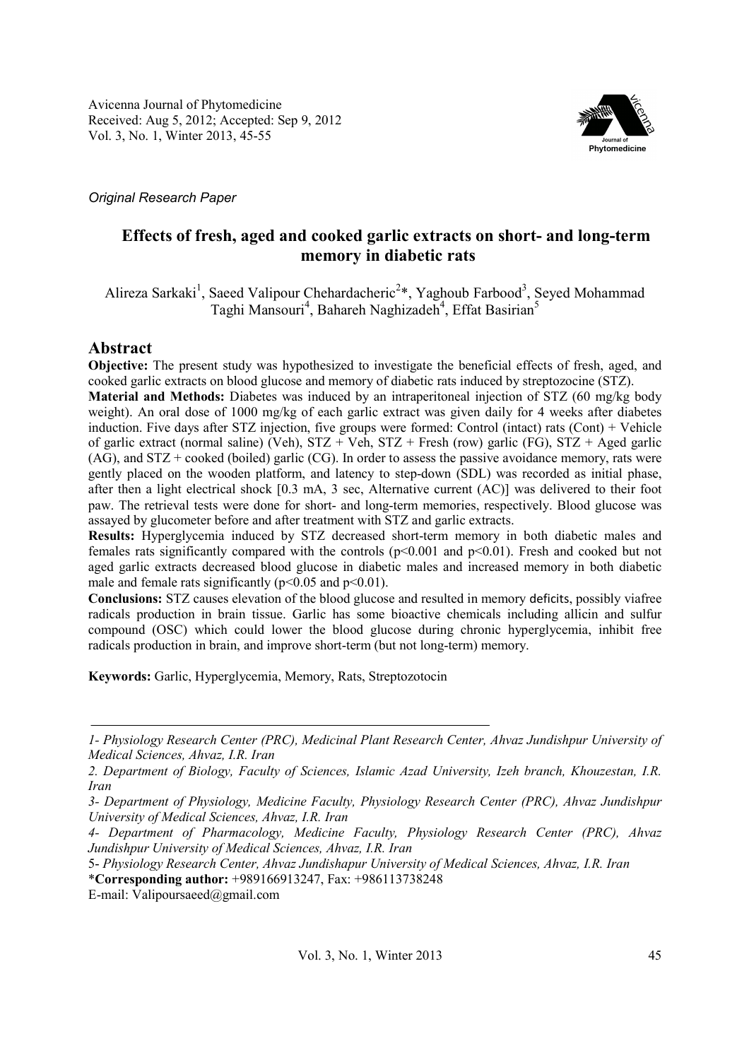Avicenna Journal of Phytomedicine
Received: Aug 5, 2012; Accepted: Sep 9, 2012
Vol. 3, No. 1, Winter 2013, 45-55

*Original Research Paper*

# Effects of fresh, aged and cooked garlic extracts on short- and long-term memory in diabetic rats

Alireza Sarkaki[1], Saeed Valipour Chehardacheric[2]*, Yaghoub Farbood[3], Seyed Mohammad Taghi Mansouri[4], Bahareh Naghizadeh[4], Effat Basirian[5]

## Abstract

**Objective:** The present study was hypothesized to investigate the beneficial effects of fresh, aged, and cooked garlic extracts on blood glucose and memory of diabetic rats induced by streptozocine (STZ).

**Material and Methods:** Diabetes was induced by an intraperitoneal injection of STZ (60 mg/kg body weight). An oral dose of 1000 mg/kg of each garlic extract was given daily for 4 weeks after diabetes induction. Five days after STZ injection, five groups were formed: Control (intact) rats (Cont) + Vehicle of garlic extract (normal saline) (Veh), STZ + Veh, STZ + Fresh (row) garlic (FG), STZ + Aged garlic (AG), and STZ + cooked (boiled) garlic (CG). In order to assess the passive avoidance memory, rats were gently placed on the wooden platform, and latency to step-down (SDL) was recorded as initial phase, after then a light electrical shock [0.3 mA, 3 sec, Alternative current (AC)] was delivered to their foot paw. The retrieval tests were done for short- and long-term memories, respectively. Blood glucose was assayed by glucometer before and after treatment with STZ and garlic extracts.

**Results:** Hyperglycemia induced by STZ decreased short-term memory in both diabetic males and females rats significantly compared with the controls ($p<0.001$ and $p<0.01$). Fresh and cooked but not aged garlic extracts decreased blood glucose in diabetic males and increased memory in both diabetic male and female rats significantly ($p<0.05$ and $p<0.01$).

**Conclusions:** STZ causes elevation of the blood glucose and resulted in memory deficits, possibly viafree radicals production in brain tissue. Garlic has some bioactive chemicals including allicin and sulfur compound (OSC) which could lower the blood glucose during chronic hyperglycemia, inhibit free radicals production in brain, and improve short-term (but not long-term) memory.

**Keywords:** Garlic, Hyperglycemia, Memory, Rats, Streptozotocin

---

*1- Physiology Research Center (PRC), Medicinal Plant Research Center, Ahvaz Jundishpur University of Medical Sciences, Ahvaz, I.R. Iran*

*2. Department of Biology, Faculty of Sciences, Islamic Azad University, Izeh branch, Khouzestan, I.R. Iran*

*3- Department of Physiology, Medicine Faculty, Physiology Research Center (PRC), Ahvaz Jundishpur University of Medical Sciences, Ahvaz, I.R. Iran*

*4- Department of Pharmacology, Medicine Faculty, Physiology Research Center (PRC), Ahvaz Jundishpur University of Medical Sciences, Ahvaz, I.R. Iran*

*5- Physiology Research Center, Ahvaz Jundishapur University of Medical Sciences, Ahvaz, I.R. Iran*

***Corresponding author:** +989166913247, Fax: +986113738248

E-mail: Valipoursaeed@gmail.com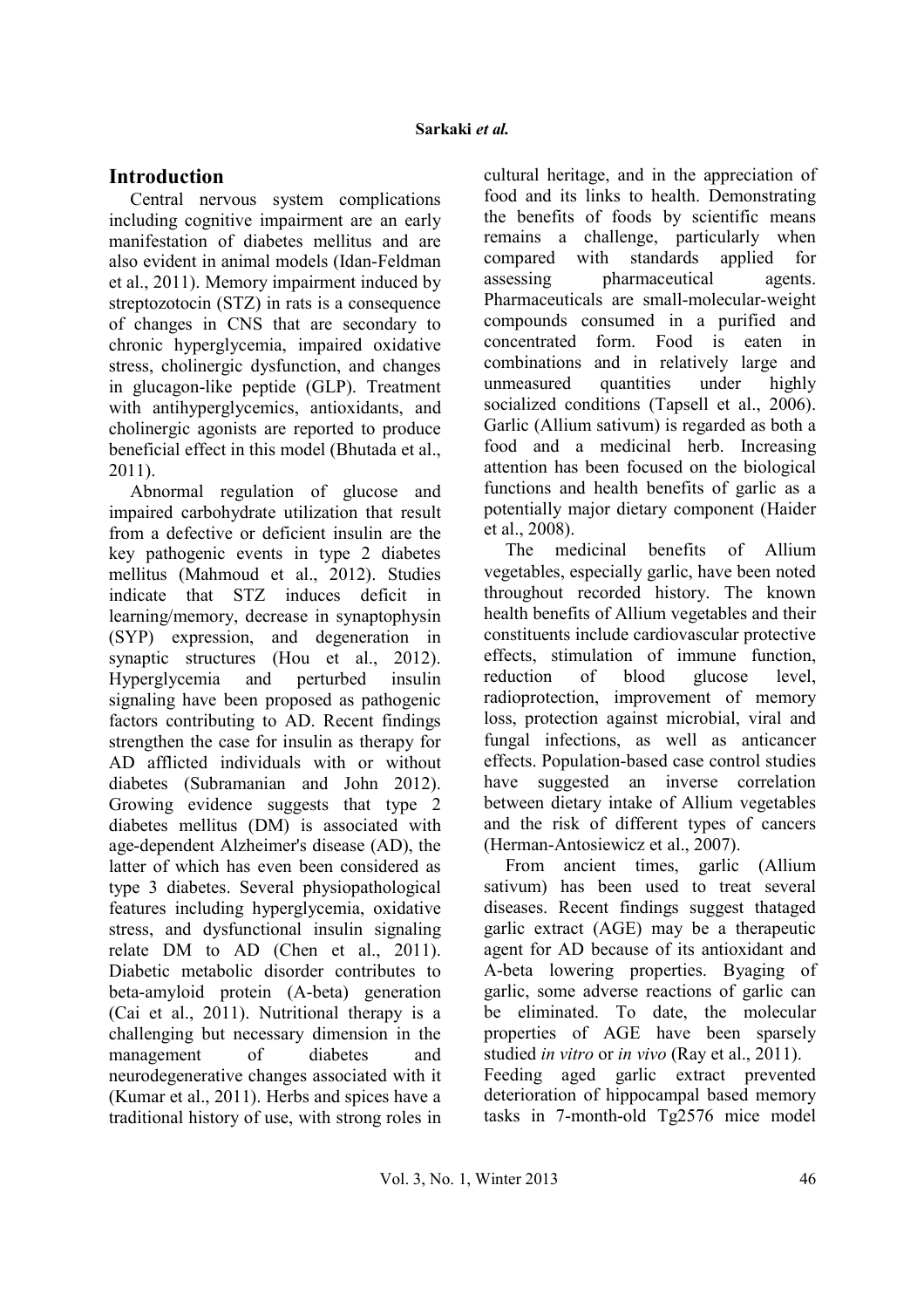## Introduction

Central nervous system complications including cognitive impairment are an early manifestation of diabetes mellitus and are also evident in animal models (Idan-Feldman et al., 2011). Memory impairment induced by streptozotocin (STZ) in rats is a consequence of changes in CNS that are secondary to chronic hyperglycemia, impaired oxidative stress, cholinergic dysfunction, and changes in glucagon-like peptide (GLP). Treatment with antihyperglycemics, antioxidants, and cholinergic agonists are reported to produce beneficial effect in this model (Bhutada et al., 2011).

Abnormal regulation of glucose and impaired carbohydrate utilization that result from a defective or deficient insulin are the key pathogenic events in type 2 diabetes mellitus (Mahmoud et al., 2012). Studies indicate that STZ induces deficit in learning/memory, decrease in synaptophysin (SYP) expression, and degeneration in synaptic structures (Hou et al., 2012). Hyperglycemia and perturbed insulin signaling have been proposed as pathogenic factors contributing to AD. Recent findings strengthen the case for insulin as therapy for AD afflicted individuals with or without diabetes (Subramanian and John 2012). Growing evidence suggests that type 2 diabetes mellitus (DM) is associated with age-dependent Alzheimer's disease (AD), the latter of which has even been considered as type 3 diabetes. Several physiopathological features including hyperglycemia, oxidative stress, and dysfunctional insulin signaling relate DM to AD (Chen et al., 2011). Diabetic metabolic disorder contributes to beta-amyloid protein (A-beta) generation (Cai et al., 2011). Nutritional therapy is a challenging but necessary dimension in the management of diabetes and neurodegenerative changes associated with it (Kumar et al., 2011). Herbs and spices have a traditional history of use, with strong roles in cultural heritage, and in the appreciation of food and its links to health. Demonstrating the benefits of foods by scientific means remains a challenge, particularly when compared with standards applied for assessing pharmaceutical agents. Pharmaceuticals are small-molecular-weight compounds consumed in a purified and concentrated form. Food is eaten in combinations and in relatively large and unmeasured quantities under highly socialized conditions (Tapsell et al., 2006). Garlic (Allium sativum) is regarded as both a food and a medicinal herb. Increasing attention has been focused on the biological functions and health benefits of garlic as a potentially major dietary component (Haider et al., 2008).

The medicinal benefits of Allium vegetables, especially garlic, have been noted throughout recorded history. The known health benefits of Allium vegetables and their constituents include cardiovascular protective effects, stimulation of immune function, reduction of blood glucose level, radioprotection, improvement of memory loss, protection against microbial, viral and fungal infections, as well as anticancer effects. Population-based case control studies have suggested an inverse correlation between dietary intake of Allium vegetables and the risk of different types of cancers (Herman-Antosiewicz et al., 2007).

From ancient times, garlic (Allium sativum) has been used to treat several diseases. Recent findings suggest thataged garlic extract (AGE) may be a therapeutic agent for AD because of its antioxidant and A-beta lowering properties. Byaging of garlic, some adverse reactions of garlic can be eliminated. To date, the molecular properties of AGE have been sparsely studied *in vitro* or *in vivo* (Ray et al., 2011).

Feeding aged garlic extract prevented deterioration of hippocampal based memory tasks in 7-month-old Tg2576 mice model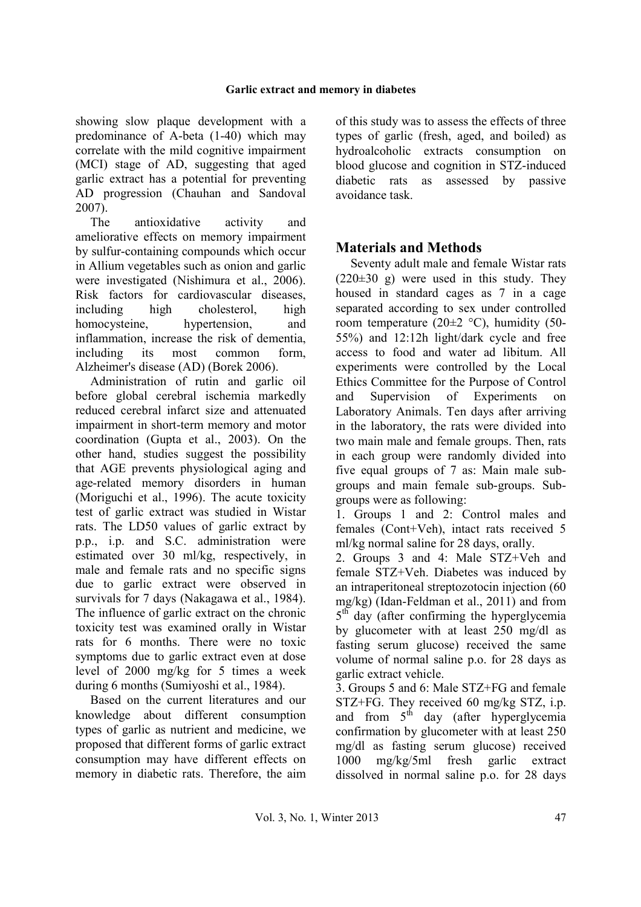showing slow plaque development with a predominance of A-beta (1-40) which may correlate with the mild cognitive impairment (MCI) stage of AD, suggesting that aged garlic extract has a potential for preventing AD progression (Chauhan and Sandoval 2007).

The antioxidative activity and ameliorative effects on memory impairment by sulfur-containing compounds which occur in Allium vegetables such as onion and garlic were investigated (Nishimura et al., 2006). Risk factors for cardiovascular diseases, including high cholesterol, high homocysteine, hypertension, and inflammation, increase the risk of dementia, including its most common form, Alzheimer's disease (AD) (Borek 2006).

Administration of rutin and garlic oil before global cerebral ischemia markedly reduced cerebral infarct size and attenuated impairment in short-term memory and motor coordination (Gupta et al., 2003). On the other hand, studies suggest the possibility that AGE prevents physiological aging and age-related memory disorders in human (Moriguchi et al., 1996). The acute toxicity test of garlic extract was studied in Wistar rats. The LD50 values of garlic extract by p.p., i.p. and S.C. administration were estimated over 30 ml/kg, respectively, in male and female rats and no specific signs due to garlic extract were observed in survivals for 7 days (Nakagawa et al., 1984). The influence of garlic extract on the chronic toxicity test was examined orally in Wistar rats for 6 months. There were no toxic symptoms due to garlic extract even at dose level of 2000 mg/kg for 5 times a week during 6 months (Sumiyoshi et al., 1984).

Based on the current literatures and our knowledge about different consumption types of garlic as nutrient and medicine, we proposed that different forms of garlic extract consumption may have different effects on memory in diabetic rats. Therefore, the aim of this study was to assess the effects of three types of garlic (fresh, aged, and boiled) as hydroalcoholic extracts consumption on blood glucose and cognition in STZ-induced diabetic rats as assessed by passive avoidance task.

## Materials and Methods

Seventy adult male and female Wistar rats (220±30 g) were used in this study. They housed in standard cages as 7 in a cage separated according to sex under controlled room temperature (20±2 °C), humidity (50-55%) and 12:12h light/dark cycle and free access to food and water ad libitum. All experiments were controlled by the Local Ethics Committee for the Purpose of Control and Supervision of Experiments on Laboratory Animals. Ten days after arriving in the laboratory, the rats were divided into two main male and female groups. Then, rats in each group were randomly divided into five equal groups of 7 as: Main male sub-groups and main female sub-groups. Sub-groups were as following:

1. Groups 1 and 2: Control males and females (Cont+Veh), intact rats received 5 ml/kg normal saline for 28 days, orally.
2. Groups 3 and 4: Male STZ+Veh and female STZ+Veh. Diabetes was induced by an intraperitoneal streptozotocin injection (60 mg/kg) (Idan-Feldman et al., 2011) and from 5$^{th}$ day (after confirming the hyperglycemia by glucometer with at least 250 mg/dl as fasting serum glucose) received the same volume of normal saline p.o. for 28 days as garlic extract vehicle.
3. Groups 5 and 6: Male STZ+FG and female STZ+FG. They received 60 mg/kg STZ, i.p. and from 5$^{th}$ day (after hyperglycemia confirmation by glucometer with at least 250 mg/dl as fasting serum glucose) received 1000 mg/kg/5ml fresh garlic extract dissolved in normal saline p.o. for 28 days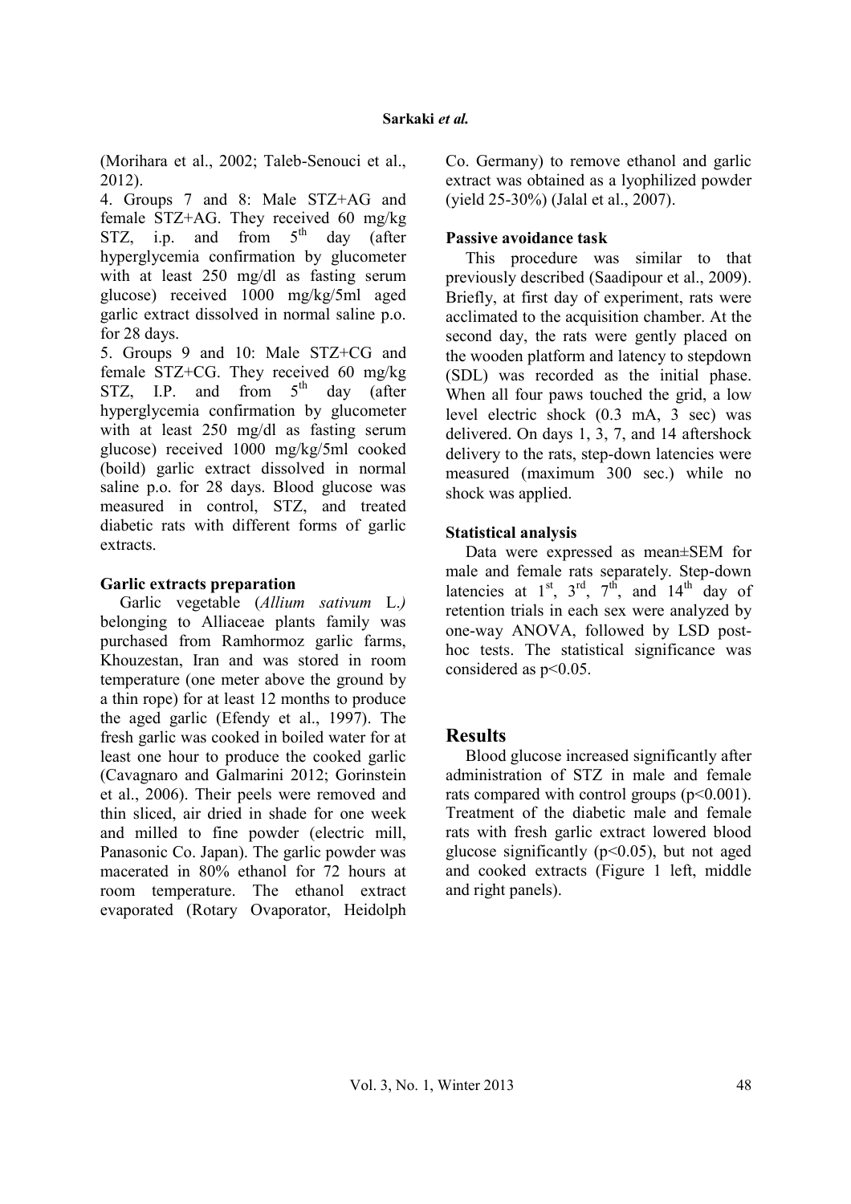(Morihara et al., 2002; Taleb-Senouci et al., 2012).

4. Groups 7 and 8: Male STZ+AG and female STZ+AG. They received 60 mg/kg STZ, i.p. and from $5^{th}$ day (after hyperglycemia confirmation by glucometer with at least 250 mg/dl as fasting serum glucose) received 1000 mg/kg/5ml aged garlic extract dissolved in normal saline p.o. for 28 days.

5. Groups 9 and 10: Male STZ+CG and female STZ+CG. They received 60 mg/kg STZ, I.P. and from $5^{th}$ day (after hyperglycemia confirmation by glucometer with at least 250 mg/dl as fasting serum glucose) received 1000 mg/kg/5ml cooked (boild) garlic extract dissolved in normal saline p.o. for 28 days. Blood glucose was measured in control, STZ, and treated diabetic rats with different forms of garlic extracts.

### Garlic extracts preparation

Garlic vegetable (*Allium sativum* L.*)* belonging to Alliaceae plants family was purchased from Ramhormoz garlic farms, Khouzestan, Iran and was stored in room temperature (one meter above the ground by a thin rope) for at least 12 months to produce the aged garlic (Efendy et al., 1997). The fresh garlic was cooked in boiled water for at least one hour to produce the cooked garlic (Cavagnaro and Galmarini 2012; Gorinstein et al., 2006). Their peels were removed and thin sliced, air dried in shade for one week and milled to fine powder (electric mill, Panasonic Co. Japan). The garlic powder was macerated in 80% ethanol for 72 hours at room temperature. The ethanol extract evaporated (Rotary Ovaporator, Heidolph Co. Germany) to remove ethanol and garlic extract was obtained as a lyophilized powder (yield 25-30%) (Jalal et al., 2007).

### Passive avoidance task

This procedure was similar to that previously described (Saadipour et al., 2009). Briefly, at first day of experiment, rats were acclimated to the acquisition chamber. At the second day, the rats were gently placed on the wooden platform and latency to stepdown (SDL) was recorded as the initial phase. When all four paws touched the grid, a low level electric shock (0.3 mA, 3 sec) was delivered. On days 1, 3, 7, and 14 aftershock delivery to the rats, step-down latencies were measured (maximum 300 sec.) while no shock was applied.

### Statistical analysis

Data were expressed as mean±SEM for male and female rats separately. Step-down latencies at $1^{st}$, $3^{rd}$, $7^{th}$, and $14^{th}$ day of retention trials in each sex were analyzed by one-way ANOVA, followed by LSD post-hoc tests. The statistical significance was considered as $p<0.05$.

## Results

Blood glucose increased significantly after administration of STZ in male and female rats compared with control groups ($p<0.001$). Treatment of the diabetic male and female rats with fresh garlic extract lowered blood glucose significantly ($p<0.05$), but not aged and cooked extracts (Figure 1 left, middle and right panels).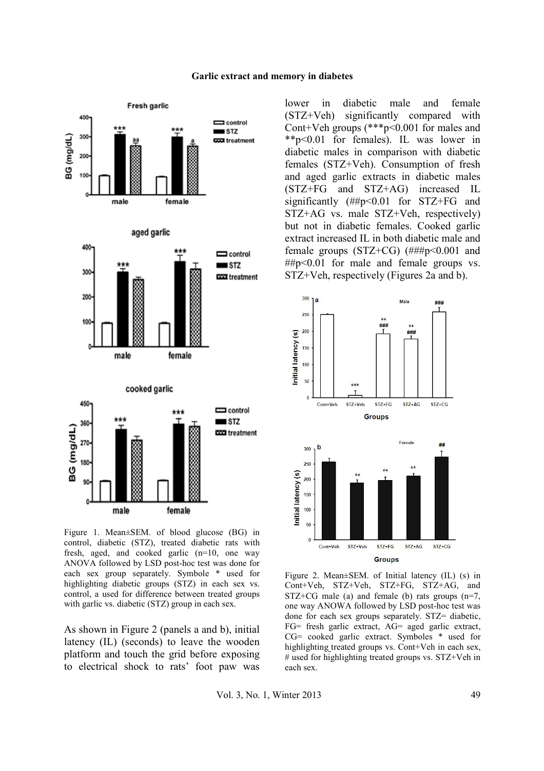Figure 1. Mean±SEM. of blood glucose (BG) in control, diabetic (STZ), treated diabetic rats with fresh, aged, and cooked garlic (n=10, one way ANOVA followed by LSD post-hoc test was done for each sex group separately. Symbole * used for highlighting diabetic groups (STZ) in each sex vs. control, a used for difference between treated groups with garlic vs. diabetic (STZ) group in each sex.

As shown in Figure 2 (panels a and b), initial latency (IL) (seconds) to leave the wooden platform and touch the grid before exposing to electrical shock to rats' foot paw was lower in diabetic male and female (STZ+Veh) significantly compared with Cont+Veh groups (***$p<0.001$ for males and **$p<0.01$ for females). IL was lower in diabetic males in comparison with diabetic females (STZ+Veh). Consumption of fresh and aged garlic extracts in diabetic males (STZ+FG and STZ+AG) increased IL significantly (##$p<0.01$ for STZ+FG and STZ+AG vs. male STZ+Veh, respectively) but not in diabetic females. Cooked garlic extract increased IL in both diabetic male and female groups (STZ+CG) (###$p<0.001$ and ##$p<0.01$ for male and female groups vs. STZ+Veh, respectively (Figures 2a and b).

Figure 2. Mean±SEM. of Initial latency (IL) (s) in Cont+Veh, STZ+Veh, STZ+FG, STZ+AG, and STZ+CG male (a) and female (b) rats groups (n=7, one way ANOWA followed by LSD post-hoc test was done for each sex groups separately. STZ= diabetic, FG= fresh garlic extract, AG= aged garlic extract, CG= cooked garlic extract. Symboles * used for highlighting treated groups vs. Cont+Veh in each sex, # used for highlighting treated groups vs. STZ+Veh in each sex.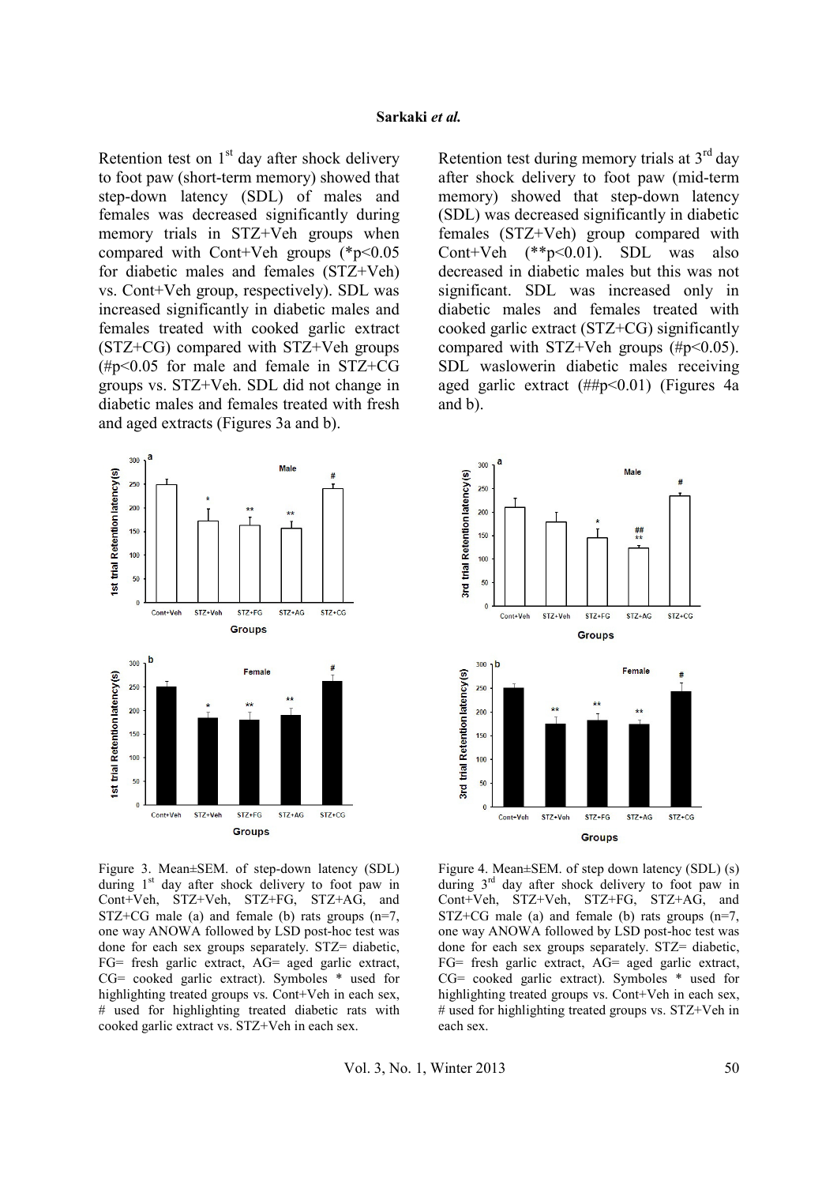Retention test on 1st day after shock delivery to foot paw (short-term memory) showed that step-down latency (SDL) of males and females was decreased significantly during memory trials in STZ+Veh groups when compared with Cont+Veh groups (\*$p<0.05$ for diabetic males and females (STZ+Veh) vs. Cont+Veh group, respectively). SDL was increased significantly in diabetic males and females treated with cooked garlic extract (STZ+CG) compared with STZ+Veh groups (#$p<0.05$ for male and female in STZ+CG groups vs. STZ+Veh. SDL did not change in diabetic males and females treated with fresh and aged extracts (Figures 3a and b).

Retention test during memory trials at 3rd day after shock delivery to foot paw (mid-term memory) showed that step-down latency (SDL) was decreased significantly in diabetic females (STZ+Veh) group compared with Cont+Veh (\*\*$p<0.01$). SDL was also decreased in diabetic males but this was not significant. SDL was increased only in diabetic males and females treated with cooked garlic extract (STZ+CG) significantly compared with STZ+Veh groups (#$p<0.05$). SDL waslowerin diabetic males receiving aged garlic extract (##$p<0.01$) (Figures 4a and b).

Figure 3. Mean±SEM. of step-down latency (SDL) during 1st day after shock delivery to foot paw in Cont+Veh, STZ+Veh, STZ+FG, STZ+AG, and STZ+CG male (a) and female (b) rats groups (n=7, one way ANOWA followed by LSD post-hoc test was done for each sex groups separately. STZ= diabetic, FG= fresh garlic extract, AG= aged garlic extract, CG= cooked garlic extract). Symboles * used for highlighting treated groups vs. Cont+Veh in each sex, # used for highlighting treated diabetic rats with cooked garlic extract vs. STZ+Veh in each sex.

Figure 4. Mean±SEM. of step down latency (SDL) (s) during 3rd day after shock delivery to foot paw in Cont+Veh, STZ+Veh, STZ+FG, STZ+AG, and STZ+CG male (a) and female (b) rats groups (n=7, one way ANOWA followed by LSD post-hoc test was done for each sex groups separately. STZ= diabetic, FG= fresh garlic extract, AG= aged garlic extract, CG= cooked garlic extract). Symboles * used for highlighting treated groups vs. Cont+Veh in each sex, # used for highlighting treated groups vs. STZ+Veh in each sex.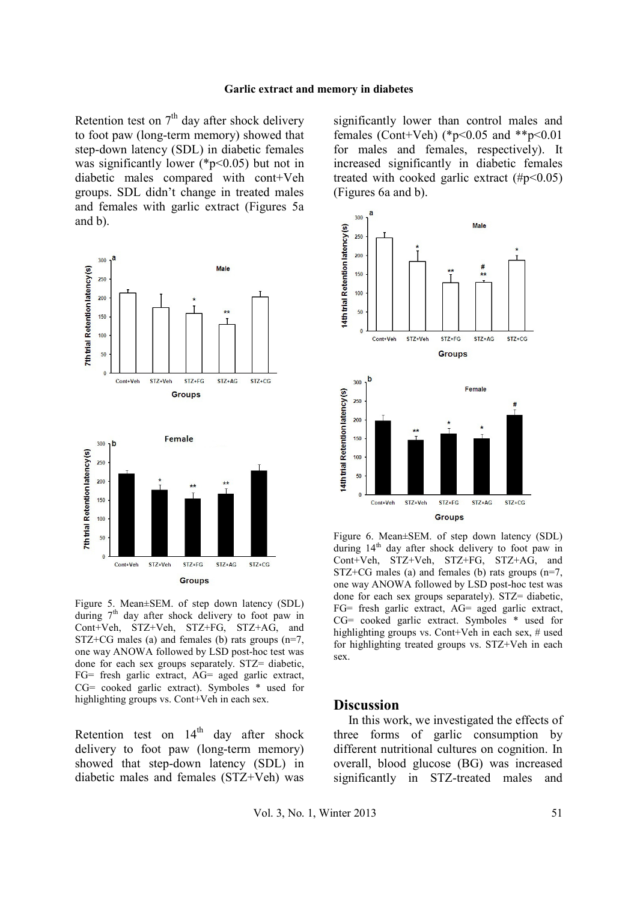Retention test on 7th day after shock delivery to foot paw (long-term memory) showed that step-down latency (SDL) in diabetic females was significantly lower (*$p<0.05$) but not in diabetic males compared with cont+Veh groups. SDL didn't change in treated males and females with garlic extract (Figures 5a and b).

Figure 5. Mean±SEM. of step down latency (SDL) during 7th day after shock delivery to foot paw in Cont+Veh, STZ+Veh, STZ+FG, STZ+AG, and STZ+CG males (a) and females (b) rats groups (n=7, one way ANOWA followed by LSD post-hoc test was done for each sex groups separately). STZ= diabetic, FG= fresh garlic extract, AG= aged garlic extract, CG= cooked garlic extract). Symboles * used for highlighting groups vs. Cont+Veh in each sex.

Retention test on 14th day after shock delivery to foot paw (long-term memory) showed that step-down latency (SDL) in diabetic males and females (STZ+Veh) was significantly lower than control males and females (Cont+Veh) (*$p<0.05$ and **$p<0.01$ for males and females, respectively). It increased significantly in diabetic females treated with cooked garlic extract (#$p<0.05$) (Figures 6a and b).

Figure 6. Mean±SEM. of step down latency (SDL) during 14th day after shock delivery to foot paw in Cont+Veh, STZ+Veh, STZ+FG, STZ+AG, and STZ+CG males (a) and females (b) rats groups (n=7, one way ANOWA followed by LSD post-hoc test was done for each sex groups separately). STZ= diabetic, FG= fresh garlic extract, AG= aged garlic extract, CG= cooked garlic extract. Symboles * used for highlighting groups vs. Cont+Veh in each sex, # used for highlighting treated groups vs. STZ+Veh in each sex.

## Discussion

In this work, we investigated the effects of three forms of garlic consumption by different nutritional cultures on cognition. In overall, blood glucose (BG) was increased significantly in STZ-treated males and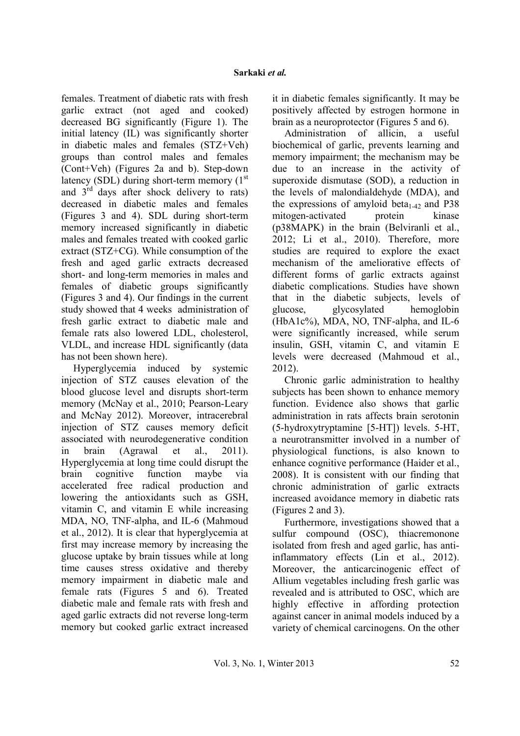females. Treatment of diabetic rats with fresh garlic extract (not aged and cooked) decreased BG significantly (Figure 1). The initial latency (IL) was significantly shorter in diabetic males and females (STZ+Veh) groups than control males and females (Cont+Veh) (Figures 2a and b). Step-down latency (SDL) during short-term memory ($1^{st}$ and $3^{rd}$ days after shock delivery to rats) decreased in diabetic males and females (Figures 3 and 4). SDL during short-term memory increased significantly in diabetic males and females treated with cooked garlic extract (STZ+CG). While consumption of the fresh and aged garlic extracts decreased short- and long-term memories in males and females of diabetic groups significantly (Figures 3 and 4). Our findings in the current study showed that 4 weeks administration of fresh garlic extract to diabetic male and female rats also lowered LDL, cholesterol, VLDL, and increase HDL significantly (data has not been shown here).

Hyperglycemia induced by systemic injection of STZ causes elevation of the blood glucose level and disrupts short-term memory (McNay et al., 2010; Pearson-Leary and McNay 2012). Moreover, intracerebral injection of STZ causes memory deficit associated with neurodegenerative condition in brain (Agrawal et al., 2011). Hyperglycemia at long time could disrupt the brain cognitive function maybe via accelerated free radical production and lowering the antioxidants such as GSH, vitamin C, and vitamin E while increasing MDA, NO, TNF-alpha, and IL-6 (Mahmoud et al., 2012). It is clear that hyperglycemia at first may increase memory by increasing the glucose uptake by brain tissues while at long time causes stress oxidative and thereby memory impairment in diabetic male and female rats (Figures 5 and 6). Treated diabetic male and female rats with fresh and aged garlic extracts did not reverse long-term memory but cooked garlic extract increased it in diabetic females significantly. It may be positively affected by estrogen hormone in brain as a neuroprotector (Figures 5 and 6).

Administration of allicin, a useful biochemical of garlic, prevents learning and memory impairment; the mechanism may be due to an increase in the activity of superoxide dismutase (SOD), a reduction in the levels of malondialdehyde (MDA), and the expressions of amyloid beta$_{1\text{-}42}$ and P38 mitogen-activated protein kinase (p38MAPK) in the brain (Belviranli et al., 2012; Li et al., 2010). Therefore, more studies are required to explore the exact mechanism of the ameliorative effects of different forms of garlic extracts against diabetic complications. Studies have shown that in the diabetic subjects, levels of glucose, glycosylated hemoglobin (HbA1c%), MDA, NO, TNF-alpha, and IL-6 were significantly increased, while serum insulin, GSH, vitamin C, and vitamin E levels were decreased (Mahmoud et al., 2012).

Chronic garlic administration to healthy subjects has been shown to enhance memory function. Evidence also shows that garlic administration in rats affects brain serotonin (5-hydroxytryptamine [5-HT]) levels. 5-HT, a neurotransmitter involved in a number of physiological functions, is also known to enhance cognitive performance (Haider et al., 2008). It is consistent with our finding that chronic administration of garlic extracts increased avoidance memory in diabetic rats (Figures 2 and 3).

Furthermore, investigations showed that a sulfur compound (OSC), thiacremonone isolated from fresh and aged garlic, has anti-inflammatory effects (Lin et al., 2012). Moreover, the anticarcinogenic effect of Allium vegetables including fresh garlic was revealed and is attributed to OSC, which are highly effective in affording protection against cancer in animal models induced by a variety of chemical carcinogens. On the other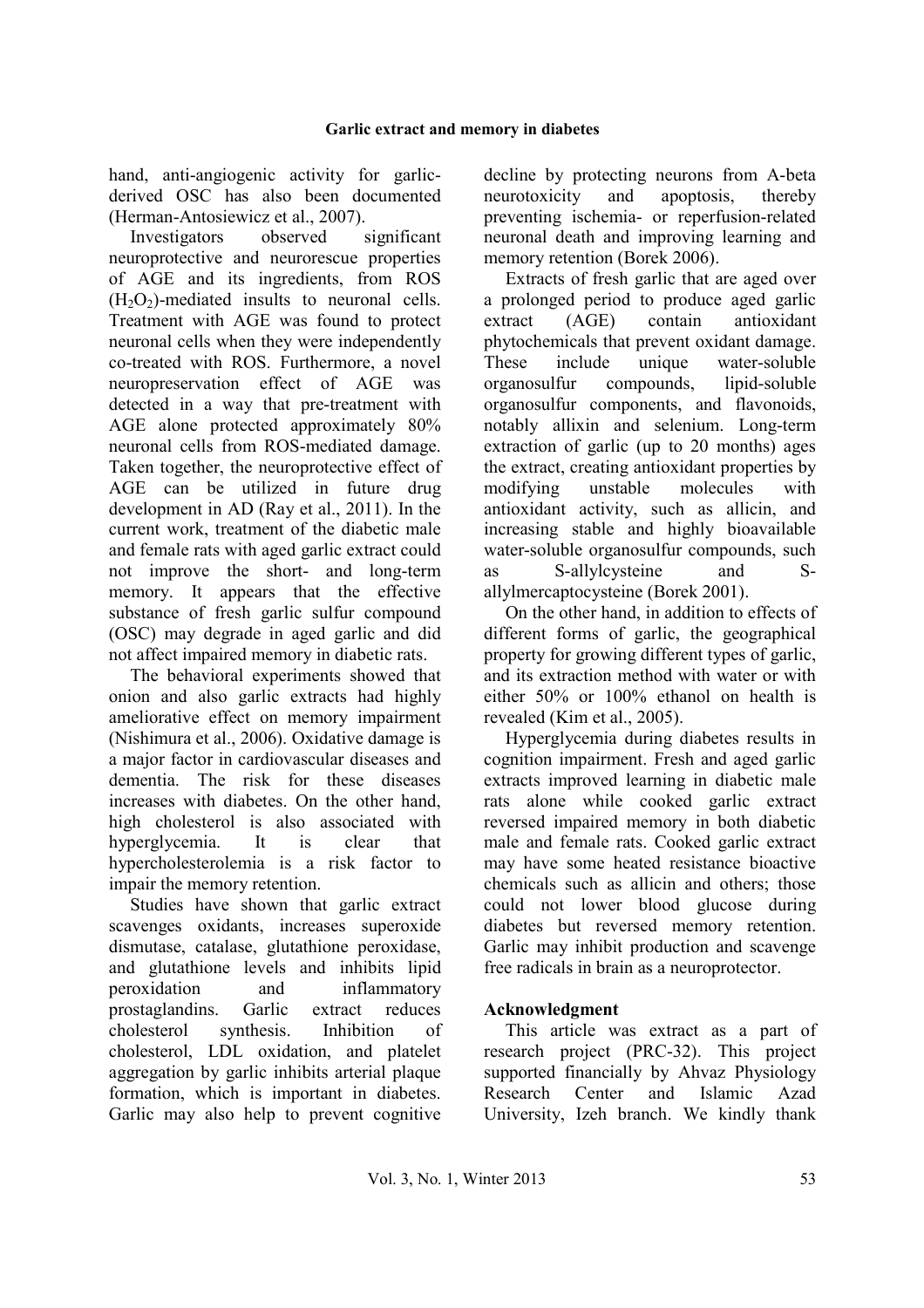hand, anti-angiogenic activity for garlic-derived OSC has also been documented (Herman-Antosiewicz et al., 2007).

Investigators observed significant neuroprotective and neurorescue properties of AGE and its ingredients, from ROS ($H_2O_2$)-mediated insults to neuronal cells. Treatment with AGE was found to protect neuronal cells when they were independently co-treated with ROS. Furthermore, a novel neuropreservation effect of AGE was detected in a way that pre-treatment with AGE alone protected approximately 80% neuronal cells from ROS-mediated damage. Taken together, the neuroprotective effect of AGE can be utilized in future drug development in AD (Ray et al., 2011). In the current work, treatment of the diabetic male and female rats with aged garlic extract could not improve the short- and long-term memory. It appears that the effective substance of fresh garlic sulfur compound (OSC) may degrade in aged garlic and did not affect impaired memory in diabetic rats.

The behavioral experiments showed that onion and also garlic extracts had highly ameliorative effect on memory impairment (Nishimura et al., 2006). Oxidative damage is a major factor in cardiovascular diseases and dementia. The risk for these diseases increases with diabetes. On the other hand, high cholesterol is also associated with hyperglycemia. It is clear that hypercholesterolemia is a risk factor to impair the memory retention.

Studies have shown that garlic extract scavenges oxidants, increases superoxide dismutase, catalase, glutathione peroxidase, and glutathione levels and inhibits lipid peroxidation and inflammatory prostaglandins. Garlic extract reduces cholesterol synthesis. Inhibition of cholesterol, LDL oxidation, and platelet aggregation by garlic inhibits arterial plaque formation, which is important in diabetes. Garlic may also help to prevent cognitive decline by protecting neurons from A-beta neurotoxicity and apoptosis, thereby preventing ischemia- or reperfusion-related neuronal death and improving learning and memory retention (Borek 2006).

Extracts of fresh garlic that are aged over a prolonged period to produce aged garlic extract (AGE) contain antioxidant phytochemicals that prevent oxidant damage. These include unique water-soluble organosulfur compounds, lipid-soluble organosulfur components, and flavonoids, notably allixin and selenium. Long-term extraction of garlic (up to 20 months) ages the extract, creating antioxidant properties by modifying unstable molecules with antioxidant activity, such as allicin, and increasing stable and highly bioavailable water-soluble organosulfur compounds, such as S-allylcysteine and S-allylmercaptocysteine (Borek 2001).

On the other hand, in addition to effects of different forms of garlic, the geographical property for growing different types of garlic, and its extraction method with water or with either 50% or 100% ethanol on health is revealed (Kim et al., 2005).

Hyperglycemia during diabetes results in cognition impairment. Fresh and aged garlic extracts improved learning in diabetic male rats alone while cooked garlic extract reversed impaired memory in both diabetic male and female rats. Cooked garlic extract may have some heated resistance bioactive chemicals such as allicin and others; those could not lower blood glucose during diabetes but reversed memory retention. Garlic may inhibit production and scavenge free radicals in brain as a neuroprotector.

## Acknowledgment

This article was extract as a part of research project (PRC-32). This project supported financially by Ahvaz Physiology Research Center and Islamic Azad University, Izeh branch. We kindly thank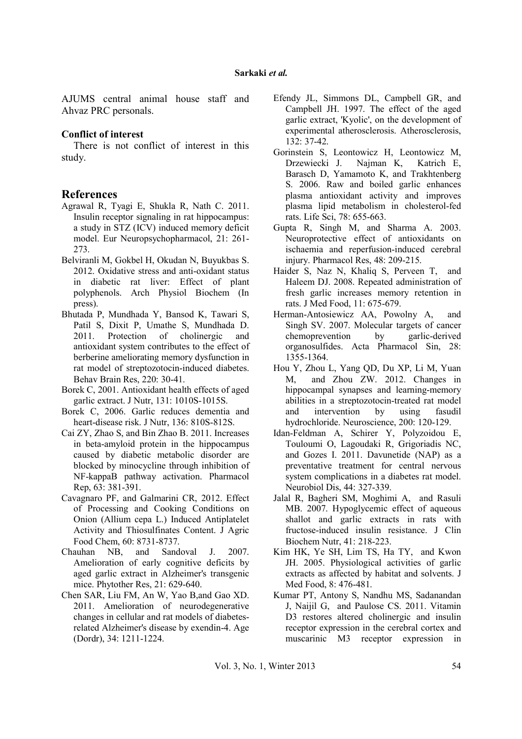AJUMS central animal house staff and Ahvaz PRC personals.

**Conflict of interest**

There is not conflict of interest in this study.

## References

Agrawal R, Tyagi E, Shukla R, Nath C. 2011. Insulin receptor signaling in rat hippocampus: a study in STZ (ICV) induced memory deficit model. Eur Neuropsychopharmacol, 21: 261-273.

Belviranli M, Gokbel H, Okudan N, Buyukbas S. 2012. Oxidative stress and anti-oxidant status in diabetic rat liver: Effect of plant polyphenols. Arch Physiol Biochem (In press).

Bhutada P, Mundhada Y, Bansod K, Tawari S, Patil S, Dixit P, Umathe S, Mundhada D. 2011. Protection of cholinergic and antioxidant system contributes to the effect of berberine ameliorating memory dysfunction in rat model of streptozotocin-induced diabetes. Behav Brain Res, 220: 30-41.

Borek C, 2001. Antioxidant health effects of aged garlic extract. J Nutr, 131: 1010S-1015S.

Borek C, 2006. Garlic reduces dementia and heart-disease risk. J Nutr, 136: 810S-812S.

Cai ZY, Zhao S, and Bin Zhao B. 2011. Increases in beta-amyloid protein in the hippocampus caused by diabetic metabolic disorder are blocked by minocycline through inhibition of NF-kappaB pathway activation. Pharmacol Rep, 63: 381-391.

Cavagnaro PF, and Galmarini CR, 2012. Effect of Processing and Cooking Conditions on Onion (Allium cepa L.) Induced Antiplatelet Activity and Thiosulfinates Content. J Agric Food Chem, 60: 8731-8737.

Chauhan NB, and Sandoval J. 2007. Amelioration of early cognitive deficits by aged garlic extract in Alzheimer's transgenic mice. Phytother Res, 21: 629-640.

Chen SAR, Liu FM, An W, Yao B,and Gao XD. 2011. Amelioration of neurodegenerative changes in cellular and rat models of diabetes-related Alzheimer's disease by exendin-4. Age (Dordr), 34: 1211-1224.

Efendy JL, Simmons DL, Campbell GR, and Campbell JH. 1997. The effect of the aged garlic extract, 'Kyolic', on the development of experimental atherosclerosis. Atherosclerosis, 132: 37-42.

Gorinstein S, Leontowicz H, Leontowicz M, Drzewiecki J. Najman K, Katrich E, Barasch D, Yamamoto K, and Trakhtenberg S. 2006. Raw and boiled garlic enhances plasma antioxidant activity and improves plasma lipid metabolism in cholesterol-fed rats. Life Sci, 78: 655-663.

Gupta R, Singh M, and Sharma A. 2003. Neuroprotective effect of antioxidants on ischaemia and reperfusion-induced cerebral injury. Pharmacol Res, 48: 209-215.

Haider S, Naz N, Khaliq S, Perveen T, and Haleem DJ. 2008. Repeated administration of fresh garlic increases memory retention in rats. J Med Food, 11: 675-679.

Herman-Antosiewicz AA, Powolny A, and Singh SV. 2007. Molecular targets of cancer chemoprevention by garlic-derived organosulfides. Acta Pharmacol Sin, 28: 1355-1364.

Hou Y, Zhou L, Yang QD, Du XP, Li M, Yuan M, and Zhou ZW. 2012. Changes in hippocampal synapses and learning-memory abilities in a streptozotocin-treated rat model and intervention by using fasudil hydrochloride. Neuroscience, 200: 120-129.

Idan-Feldman A, Schirer Y, Polyzoidou E, Touloumi O, Lagoudaki R, Grigoriadis NC, and Gozes I. 2011. Davunetide (NAP) as a preventative treatment for central nervous system complications in a diabetes rat model. Neurobiol Dis, 44: 327-339.

Jalal R, Bagheri SM, Moghimi A, and Rasuli MB. 2007. Hypoglycemic effect of aqueous shallot and garlic extracts in rats with fructose-induced insulin resistance. J Clin Biochem Nutr, 41: 218-223.

Kim HK, Ye SH, Lim TS, Ha TY, and Kwon JH. 2005. Physiological activities of garlic extracts as affected by habitat and solvents. J Med Food, 8: 476-481.

Kumar PT, Antony S, Nandhu MS, Sadanandan J, Naijil G, and Paulose CS. 2011. Vitamin D3 restores altered cholinergic and insulin receptor expression in the cerebral cortex and muscarinic M3 receptor expression in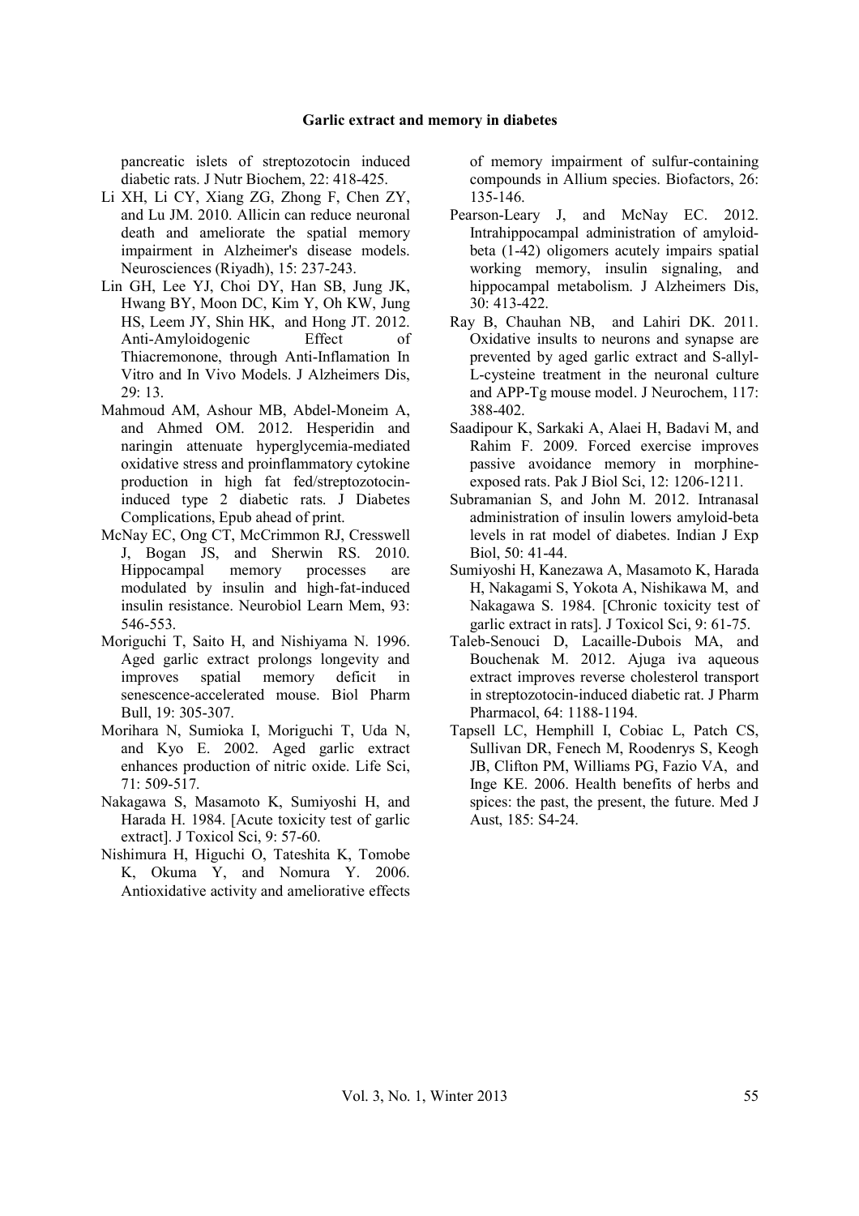pancreatic islets of streptozotocin induced diabetic rats. J Nutr Biochem, 22: 418-425.

Li XH, Li CY, Xiang ZG, Zhong F, Chen ZY, and Lu JM. 2010. Allicin can reduce neuronal death and ameliorate the spatial memory impairment in Alzheimer's disease models. Neurosciences (Riyadh), 15: 237-243.

Lin GH, Lee YJ, Choi DY, Han SB, Jung JK, Hwang BY, Moon DC, Kim Y, Oh KW, Jung HS, Leem JY, Shin HK, and Hong JT. 2012. Anti-Amyloidogenic Effect of Thiacremonone, through Anti-Inflamation In Vitro and In Vivo Models. J Alzheimers Dis, 29: 13.

Mahmoud AM, Ashour MB, Abdel-Moneim A, and Ahmed OM. 2012. Hesperidin and naringin attenuate hyperglycemia-mediated oxidative stress and proinflammatory cytokine production in high fat fed/streptozotocin-induced type 2 diabetic rats. J Diabetes Complications, Epub ahead of print.

McNay EC, Ong CT, McCrimmon RJ, Cresswell J, Bogan JS, and Sherwin RS. 2010. Hippocampal memory processes are modulated by insulin and high-fat-induced insulin resistance. Neurobiol Learn Mem, 93: 546-553.

Moriguchi T, Saito H, and Nishiyama N. 1996. Aged garlic extract prolongs longevity and improves spatial memory deficit in senescence-accelerated mouse. Biol Pharm Bull, 19: 305-307.

Morihara N, Sumioka I, Moriguchi T, Uda N, and Kyo E. 2002. Aged garlic extract enhances production of nitric oxide. Life Sci, 71: 509-517.

Nakagawa S, Masamoto K, Sumiyoshi H, and Harada H. 1984. [Acute toxicity test of garlic extract]. J Toxicol Sci, 9: 57-60.

Nishimura H, Higuchi O, Tateshita K, Tomobe K, Okuma Y, and Nomura Y. 2006. Antioxidative activity and ameliorative effects of memory impairment of sulfur-containing compounds in Allium species. Biofactors, 26: 135-146.

Pearson-Leary J, and McNay EC. 2012. Intrahippocampal administration of amyloid-beta (1-42) oligomers acutely impairs spatial working memory, insulin signaling, and hippocampal metabolism. J Alzheimers Dis, 30: 413-422.

Ray B, Chauhan NB, and Lahiri DK. 2011. Oxidative insults to neurons and synapse are prevented by aged garlic extract and S-allyl-L-cysteine treatment in the neuronal culture and APP-Tg mouse model. J Neurochem, 117: 388-402.

Saadipour K, Sarkaki A, Alaei H, Badavi M, and Rahim F. 2009. Forced exercise improves passive avoidance memory in morphine-exposed rats. Pak J Biol Sci, 12: 1206-1211.

Subramanian S, and John M. 2012. Intranasal administration of insulin lowers amyloid-beta levels in rat model of diabetes. Indian J Exp Biol, 50: 41-44.

Sumiyoshi H, Kanezawa A, Masamoto K, Harada H, Nakagami S, Yokota A, Nishikawa M, and Nakagawa S. 1984. [Chronic toxicity test of garlic extract in rats]. J Toxicol Sci, 9: 61-75.

Taleb-Senouci D, Lacaille-Dubois MA, and Bouchenak M. 2012. Ajuga iva aqueous extract improves reverse cholesterol transport in streptozotocin-induced diabetic rat. J Pharm Pharmacol, 64: 1188-1194.

Tapsell LC, Hemphill I, Cobiac L, Patch CS, Sullivan DR, Fenech M, Roodenrys S, Keogh JB, Clifton PM, Williams PG, Fazio VA, and Inge KE. 2006. Health benefits of herbs and spices: the past, the present, the future. Med J Aust, 185: S4-24.